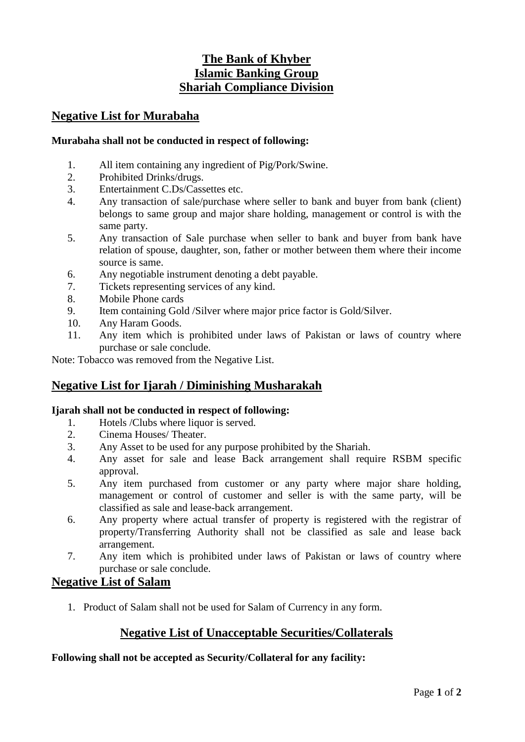# The Bank of Khyber
# Islamic Banking Group
# Shariah Compliance Division

## Negative List for Murabaha

**Murabaha shall not be conducted in respect of following:**

1. All item containing any ingredient of Pig/Pork/Swine.
2. Prohibited Drinks/drugs.
3. Entertainment C.Ds/Cassettes etc.
4. Any transaction of sale/purchase where seller to bank and buyer from bank (client) belongs to same group and major share holding, management or control is with the same party.
5. Any transaction of Sale purchase when seller to bank and buyer from bank have relation of spouse, daughter, son, father or mother between them where their income source is same.
6. Any negotiable instrument denoting a debt payable.
7. Tickets representing services of any kind.
8. Mobile Phone cards
9. Item containing Gold /Silver where major price factor is Gold/Silver.
10. Any Haram Goods.
11. Any item which is prohibited under laws of Pakistan or laws of country where purchase or sale conclude.

Note: Tobacco was removed from the Negative List.

## Negative List for Ijarah / Diminishing Musharakah

**Ijarah shall not be conducted in respect of following:**

1. Hotels /Clubs where liquor is served.
2. Cinema Houses/ Theater.
3. Any Asset to be used for any purpose prohibited by the Shariah.
4. Any asset for sale and lease Back arrangement shall require RSBM specific approval.
5. Any item purchased from customer or any party where major share holding, management or control of customer and seller is with the same party, will be classified as sale and lease-back arrangement.
6. Any property where actual transfer of property is registered with the registrar of property/Transferring Authority shall not be classified as sale and lease back arrangement.
7. Any item which is prohibited under laws of Pakistan or laws of country where purchase or sale conclude.

## Negative List of Salam

1. Product of Salam shall not be used for Salam of Currency in any form.

## Negative List of Unacceptable Securities/Collaterals

**Following shall not be accepted as Security/Collateral for any facility:**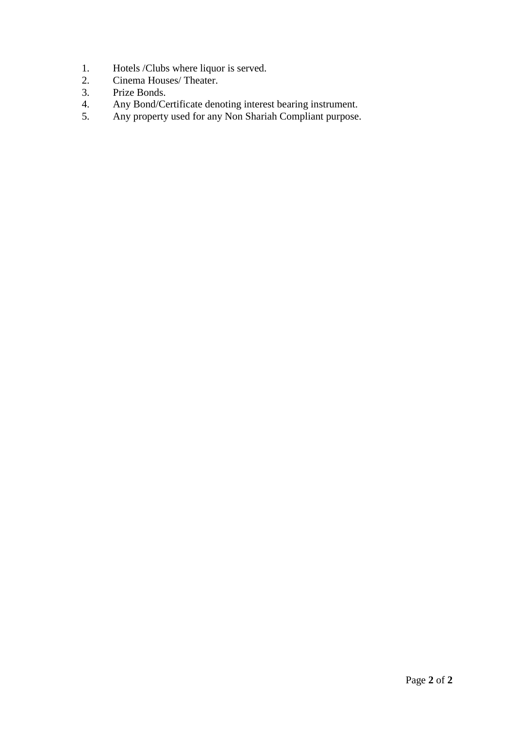1. Hotels /Clubs where liquor is served.
2. Cinema Houses/ Theater.
3. Prize Bonds.
4. Any Bond/Certificate denoting interest bearing instrument.
5. Any property used for any Non Shariah Compliant purpose.